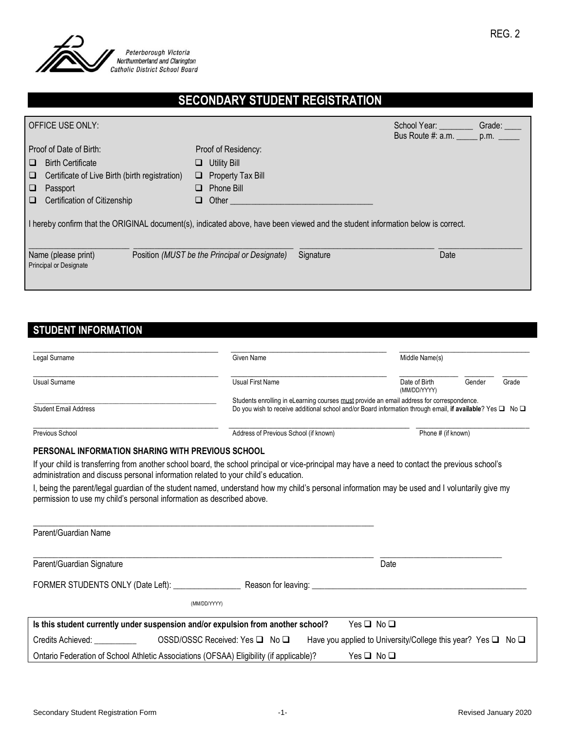REG. 2

Peterborough Victoria Northumberland and Clarington Catholic District School Board

# SECONDARY STUDENT REGISTRATION

OFFICE USE ONLY:

School Year: ________ Grade: ____
Bus Route #: a.m. _____ p.m. _____

| Proof of Date of Birth: | Proof of Residency: |
|---|---|
| ☐ Birth Certificate | ☐ Utility Bill |
| ☐ Certificate of Live Birth (birth registration) | ☐ Property Tax Bill |
| ☐ Passport | ☐ Phone Bill |
| ☐ Certification of Citizenship | ☐ Other ________________________________ |

I hereby confirm that the ORIGINAL document(s), indicated above, have been viewed and the student information below is correct.

| ______________________ | ______________________ | ______________________ | ______________________ |
|---|---|---|---|
| Name (please print) Principal or Designate | Position *(MUST be the Principal or Designate)* | Signature | Date |

## STUDENT INFORMATION

| ______________________ | ______________________ | ______________________ | | |
|---|---|---|---|---|
| Legal Surname | Given Name | Middle Name(s) | | |
| Usual Surname | Usual First Name | Date of Birth (MM/DD/YYYY) | Gender | Grade |

______________________________________
Student Email Address

Students enrolling in eLearning courses must provide an email address for correspondence.
Do you wish to receive additional school and/or Board information through email, **if available**? Yes ☐ No ☐

| ______________________ | ______________________ | ______________________ |
|---|---|---|
| Previous School | Address of Previous School (if known) | Phone # (if known) |

### PERSONAL INFORMATION SHARING WITH PREVIOUS SCHOOL

If your child is transferring from another school board, the school principal or vice-principal may have a need to contact the previous school's administration and discuss personal information related to your child's education.

I, being the parent/legal guardian of the student named, understand how my child's personal information may be used and I voluntarily give my permission to use my child's personal information as described above.

______________________________________
Parent/Guardian Name

______________________________________ ______________________
Parent/Guardian Signature Date

FORMER STUDENTS ONLY (Date Left): ________________ (MM/DD/YYYY) Reason for leaving: ______________________________________

**Is this student currently under suspension and/or expulsion from another school?** Yes ☐ No ☐

Credits Achieved: __________ OSSD/OSSC Received: Yes ☐ No ☐ Have you applied to University/College this year? Yes ☐ No ☐

Ontario Federation of School Athletic Associations (OFSAA) Eligibility (if applicable)? Yes ☐ No ☐

Secondary Student Registration Form Revised January 2020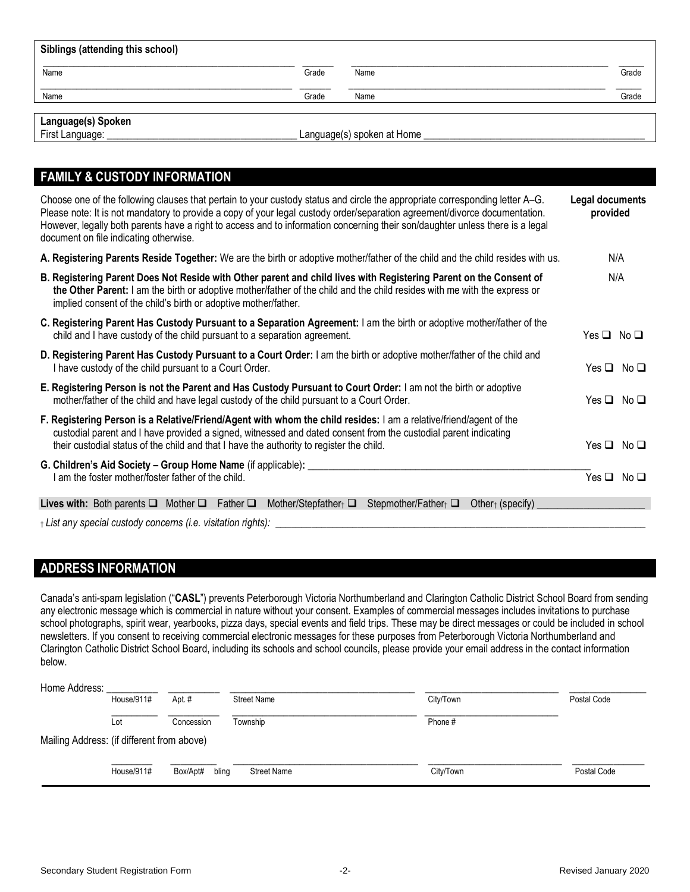**Siblings (attending this school)**

| Name | Grade | Name | Grade |
|---|---|---|---|
| | | | |
| | | | |

**Language(s) Spoken**

First Language: ___________________________________ Language(s) spoken at Home ___________________________________________

## FAMILY & CUSTODY INFORMATION

Choose one of the following clauses that pertain to your custody status and circle the appropriate corresponding letter A–G. Please note: It is not mandatory to provide a copy of your legal custody order/separation agreement/divorce documentation. However, legally both parents have a right to access and to information concerning their son/daughter unless there is a legal document on file indicating otherwise.

| Clause | Legal documents provided |
|---|---|
| **A. Registering Parents Reside Together:** We are the birth or adoptive mother/father of the child and the child resides with us. | N/A |
| **B. Registering Parent Does Not Reside with Other parent and child lives with Registering Parent on the Consent of the Other Parent:** I am the birth or adoptive mother/father of the child and the child resides with me with the express or implied consent of the child's birth or adoptive mother/father. | N/A |
| **C. Registering Parent Has Custody Pursuant to a Separation Agreement:** I am the birth or adoptive mother/father of the child and I have custody of the child pursuant to a separation agreement. | Yes ❑ No ❑ |
| **D. Registering Parent Has Custody Pursuant to a Court Order:** I am the birth or adoptive mother/father of the child and I have custody of the child pursuant to a Court Order. | Yes ❑ No ❑ |
| **E. Registering Person is not the Parent and Has Custody Pursuant to Court Order:** I am not the birth or adoptive mother/father of the child and have legal custody of the child pursuant to a Court Order. | Yes ❑ No ❑ |
| **F. Registering Person is a Relative/Friend/Agent with whom the child resides:** I am a relative/friend/agent of the custodial parent and I have provided a signed, witnessed and dated consent from the custodial parent indicating their custodial status of the child and that I have the authority to register the child. | Yes ❑ No ❑ |
| **G. Children's Aid Society – Group Home Name** (if applicable)**:** ______________________ I am the foster mother/foster father of the child. | Yes ❑ No ❑ |

**Lives with:** Both parents ❑ Mother ❑ Father ❑ Mother/Stepfather† ❑ Stepmother/Father† ❑ Other† (specify) ____________________

*† List any special custody concerns (i.e. visitation rights):* ______________________________________________________________

## ADDRESS INFORMATION

Canada's anti-spam legislation ("**CASL**") prevents Peterborough Victoria Northumberland and Clarington Catholic District School Board from sending any electronic message which is commercial in nature without your consent. Examples of commercial messages includes invitations to purchase school photographs, spirit wear, yearbooks, pizza days, special events and field trips. These may be direct messages or could be included in school newsletters. If you consent to receiving commercial electronic messages for these purposes from Peterborough Victoria Northumberland and Clarington Catholic District School Board, including its schools and school councils, please provide your email address in the contact information below.

Home Address:

| House/911# | Apt. # | Street Name | City/Town | Postal Code |
|---|---|---|---|---|
| | | | | |

| Lot | Concession | Township | Phone # |
|---|---|---|---|
| | | | |

Mailing Address: (if different from above)

| House/911# | Box/Apt# bling | Street Name | City/Town | Postal Code |
|---|---|---|---|---|
| | | | | |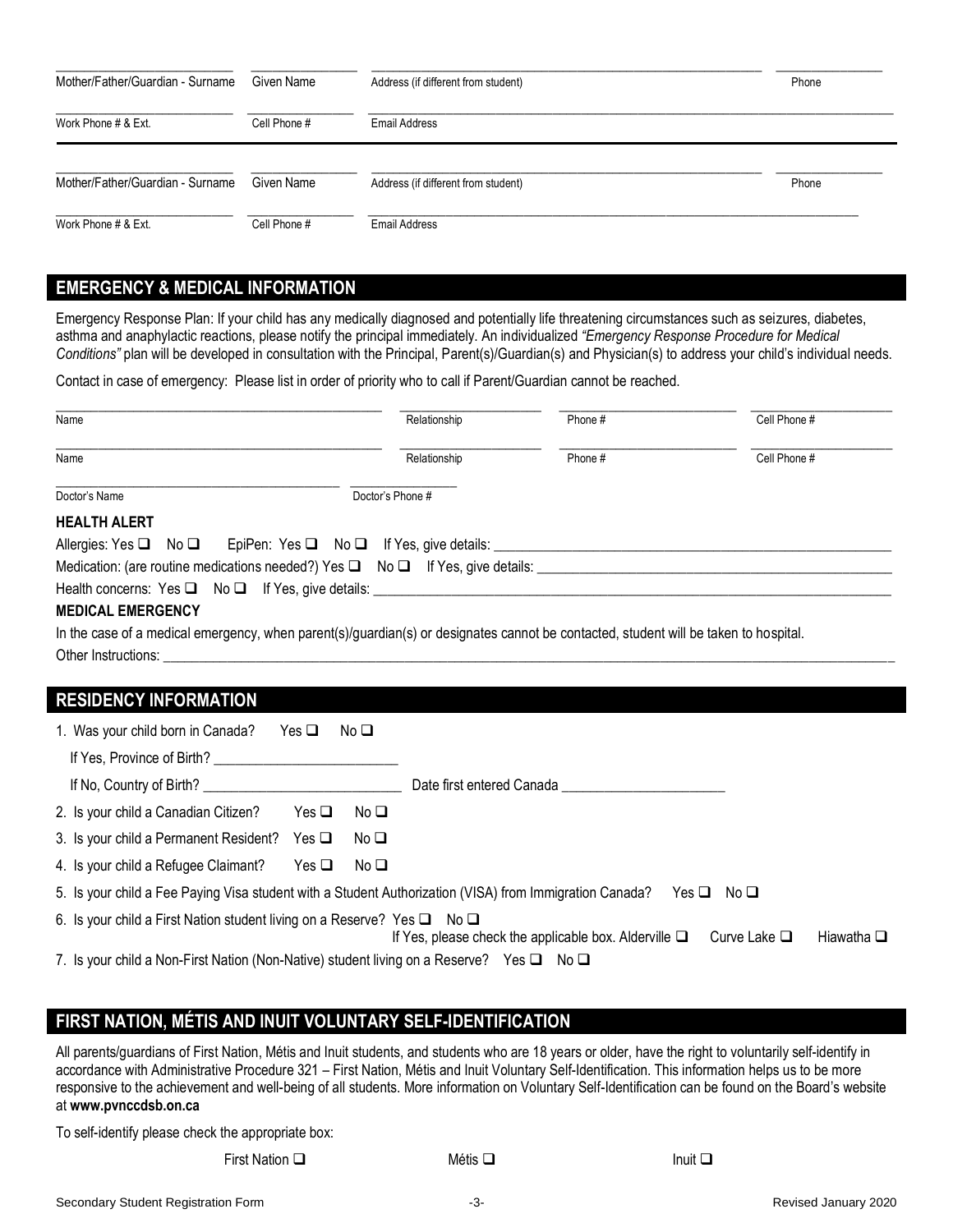| Mother/Father/Guardian - Surname | Given Name | Address (if different from student) | Phone |
|---|---|---|---|
| Work Phone # & Ext. | Cell Phone # | Email Address | |

| Mother/Father/Guardian - Surname | Given Name | Address (if different from student) | Phone |
|---|---|---|---|
| Work Phone # & Ext. | Cell Phone # | Email Address | |

## EMERGENCY & MEDICAL INFORMATION

Emergency Response Plan: If your child has any medically diagnosed and potentially life threatening circumstances such as seizures, diabetes, asthma and anaphylactic reactions, please notify the principal immediately. An individualized *"Emergency Response Procedure for Medical Conditions"* plan will be developed in consultation with the Principal, Parent(s)/Guardian(s) and Physician(s) to address your child's individual needs.

Contact in case of emergency: Please list in order of priority who to call if Parent/Guardian cannot be reached.

| Name | Relationship | Phone # | Cell Phone # |
|---|---|---|---|
| Name | Relationship | Phone # | Cell Phone # |

Doctor's Name ______________________ Doctor's Phone # ______________

**HEALTH ALERT**

Allergies: Yes ❑ No ❑ EpiPen: Yes ❑ No ❑ If Yes, give details: ______________________

Medication: (are routine medications needed?) Yes ❑ No ❑ If Yes, give details: ______________________

Health concerns: Yes ❑ No ❑ If Yes, give details: ______________________

**MEDICAL EMERGENCY**

In the case of a medical emergency, when parent(s)/guardian(s) or designates cannot be contacted, student will be taken to hospital.

Other Instructions: ______________________

## RESIDENCY INFORMATION

1. Was your child born in Canada? Yes ❑ No ❑

   If Yes, Province of Birth? ______________________

   If No, Country of Birth? ______________________ Date first entered Canada ______________________

2. Is your child a Canadian Citizen? Yes ❑ No ❑
3. Is your child a Permanent Resident? Yes ❑ No ❑
4. Is your child a Refugee Claimant? Yes ❑ No ❑
5. Is your child a Fee Paying Visa student with a Student Authorization (VISA) from Immigration Canada? Yes ❑ No ❑
6. Is your child a First Nation student living on a Reserve? Yes ❑ No ❑

   If Yes, please check the applicable box. Alderville ❑ Curve Lake ❑ Hiawatha ❑
7. Is your child a Non-First Nation (Non-Native) student living on a Reserve? Yes ❑ No ❑

## FIRST NATION, MÉTIS AND INUIT VOLUNTARY SELF-IDENTIFICATION

All parents/guardians of First Nation, Métis and Inuit students, and students who are 18 years or older, have the right to voluntarily self-identify in accordance with Administrative Procedure 321 – First Nation, Métis and Inuit Voluntary Self-Identification. This information helps us to be more responsive to the achievement and well-being of all students. More information on Voluntary Self-Identification can be found on the Board's website at **www.pvnccdsb.on.ca**

To self-identify please check the appropriate box:

First Nation ❑ Métis ❑ Inuit ❑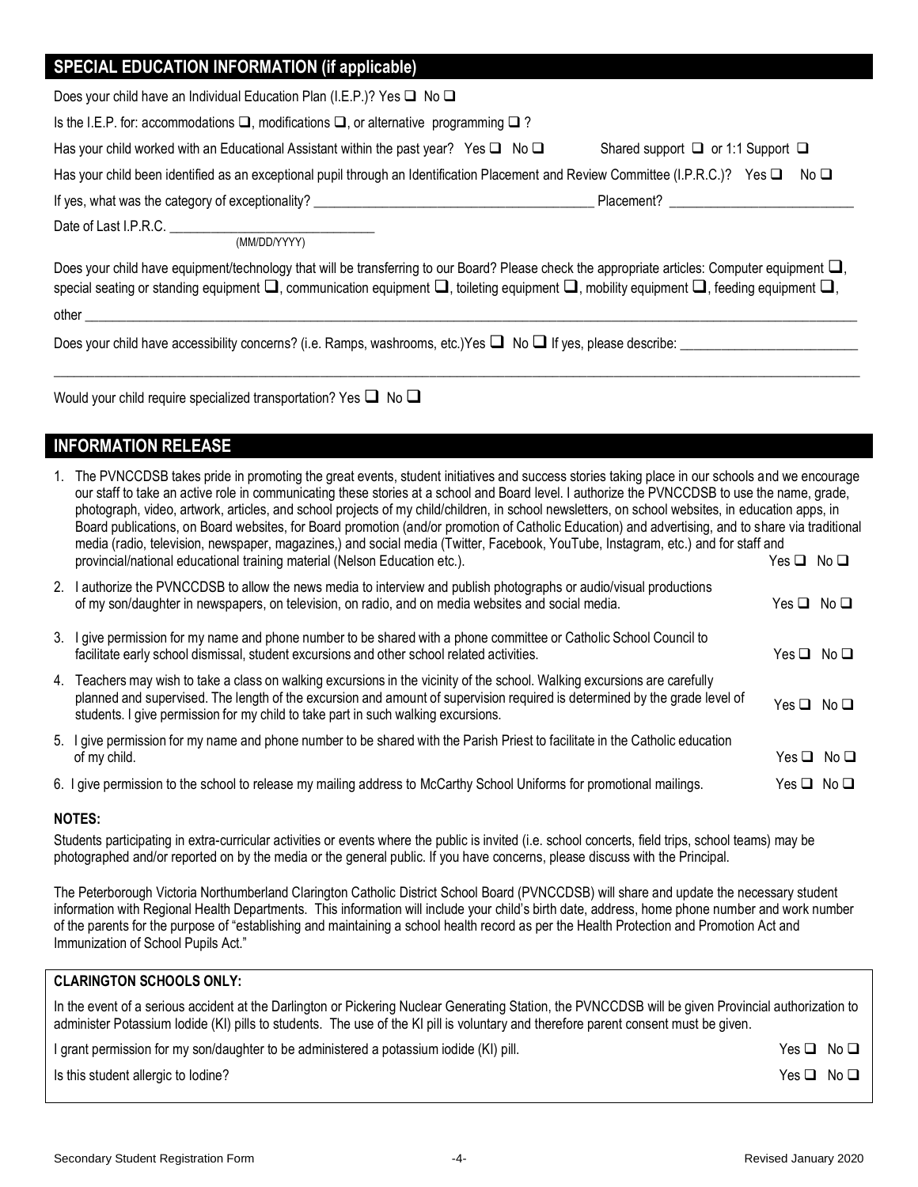## SPECIAL EDUCATION INFORMATION (if applicable)

Does your child have an Individual Education Plan (I.E.P.)? Yes ❑ No ❑

Is the I.E.P. for: accommodations ❑, modifications ❑, or alternative programming ❑ ?

Has your child worked with an Educational Assistant within the past year? Yes ❑ No ❑ Shared support ❑ or 1:1 Support ❑

Has your child been identified as an exceptional pupil through an Identification Placement and Review Committee (I.P.R.C.)? Yes ❑ No ❑

If yes, what was the category of exceptionality? ________________________________________ Placement? ___________________________

Date of Last I.P.R.C. ______________________________ (MM/DD/YYYY)

Does your child have equipment/technology that will be transferring to our Board? Please check the appropriate articles: Computer equipment ❑, special seating or standing equipment ❑, communication equipment ❑, toileting equipment ❑, mobility equipment ❑, feeding equipment ❑, other ______________________________________________________________________________________________________________

Does your child have accessibility concerns? (i.e. Ramps, washrooms, etc.)Yes ❑ No ❑ If yes, please describe: __________________________

______________________________________________________________________________________________________________

Would your child require specialized transportation? Yes ❑ No ❑

## INFORMATION RELEASE

1. The PVNCCDSB takes pride in promoting the great events, student initiatives and success stories taking place in our schools and we encourage our staff to take an active role in communicating these stories at a school and Board level. I authorize the PVNCCDSB to use the name, grade, photograph, video, artwork, articles, and school projects of my child/children, in school newsletters, on school websites, in education apps, in Board publications, on Board websites, for Board promotion (and/or promotion of Catholic Education) and advertising, and to share via traditional media (radio, television, newspaper, magazines,) and social media (Twitter, Facebook, YouTube, Instagram, etc.) and for staff and provincial/national educational training material (Nelson Education etc.). Yes ❑ No ❑
2. I authorize the PVNCCDSB to allow the news media to interview and publish photographs or audio/visual productions of my son/daughter in newspapers, on television, on radio, and on media websites and social media. Yes ❑ No ❑
3. I give permission for my name and phone number to be shared with a phone committee or Catholic School Council to facilitate early school dismissal, student excursions and other school related activities. Yes ❑ No ❑
4. Teachers may wish to take a class on walking excursions in the vicinity of the school. Walking excursions are carefully planned and supervised. The length of the excursion and amount of supervision required is determined by the grade level of students. I give permission for my child to take part in such walking excursions. Yes ❑ No ❑
5. I give permission for my name and phone number to be shared with the Parish Priest to facilitate in the Catholic education of my child. Yes ❑ No ❑
6. I give permission to the school to release my mailing address to McCarthy School Uniforms for promotional mailings. Yes ❑ No ❑

**NOTES:**

Students participating in extra-curricular activities or events where the public is invited (i.e. school concerts, field trips, school teams) may be photographed and/or reported on by the media or the general public. If you have concerns, please discuss with the Principal.

The Peterborough Victoria Northumberland Clarington Catholic District School Board (PVNCCDSB) will share and update the necessary student information with Regional Health Departments. This information will include your child's birth date, address, home phone number and work number of the parents for the purpose of "establishing and maintaining a school health record as per the Health Protection and Promotion Act and Immunization of School Pupils Act."

**CLARINGTON SCHOOLS ONLY:**

In the event of a serious accident at the Darlington or Pickering Nuclear Generating Station, the PVNCCDSB will be given Provincial authorization to administer Potassium Iodide (KI) pills to students. The use of the KI pill is voluntary and therefore parent consent must be given.

I grant permission for my son/daughter to be administered a potassium iodide (KI) pill. Yes ❑ No ❑

Is this student allergic to Iodine? Yes ❑ No ❑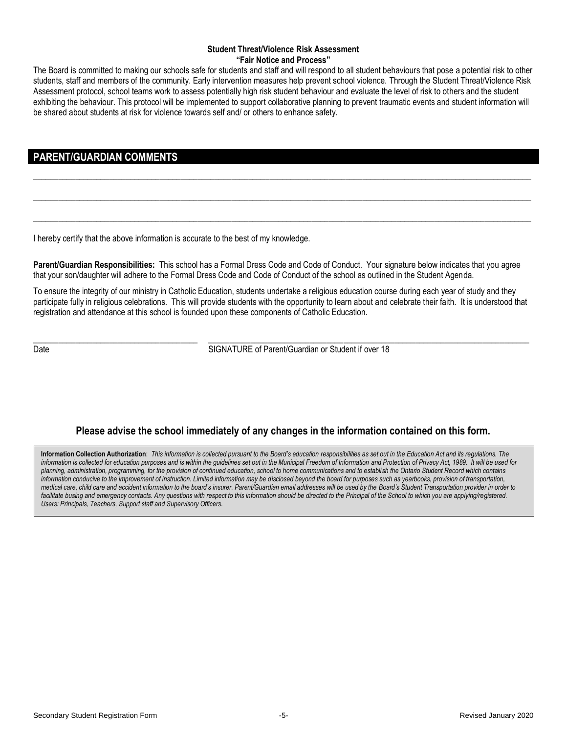**Student Threat/Violence Risk Assessment**
**"Fair Notice and Process"**

The Board is committed to making our schools safe for students and staff and will respond to all student behaviours that pose a potential risk to other students, staff and members of the community. Early intervention measures help prevent school violence. Through the Student Threat/Violence Risk Assessment protocol, school teams work to assess potentially high risk student behaviour and evaluate the level of risk to others and the student exhibiting the behaviour. This protocol will be implemented to support collaborative planning to prevent traumatic events and student information will be shared about students at risk for violence towards self and/ or others to enhance safety.

## PARENT/GUARDIAN COMMENTS

___________________________________________________________________________

___________________________________________________________________________

___________________________________________________________________________

I hereby certify that the above information is accurate to the best of my knowledge.

**Parent/Guardian Responsibilities:** This school has a Formal Dress Code and Code of Conduct. Your signature below indicates that you agree that your son/daughter will adhere to the Formal Dress Code and Code of Conduct of the school as outlined in the Student Agenda.

To ensure the integrity of our ministry in Catholic Education, students undertake a religious education course during each year of study and they participate fully in religious celebrations. This will provide students with the opportunity to learn about and celebrate their faith. It is understood that registration and attendance at this school is founded upon these components of Catholic Education.

______________________________ ______________________________________________
Date SIGNATURE of Parent/Guardian or Student if over 18

### Please advise the school immediately of any changes in the information contained on this form.

**Information Collection Authorization**: *This information is collected pursuant to the Board's education responsibilities as set out in the Education Act and its regulations. The information is collected for education purposes and is within the guidelines set out in the Municipal Freedom of Information and Protection of Privacy Act, 1989. It will be used for planning, administration, programming, for the provision of continued education, school to home communications and to establish the Ontario Student Record which contains information conducive to the improvement of instruction. Limited information may be disclosed beyond the board for purposes such as yearbooks, provision of transportation, medical care, child care and accident information to the board's insurer. Parent/Guardian email addresses will be used by the Board's Student Transportation provider in order to facilitate busing and emergency contacts. Any questions with respect to this information should be directed to the Principal of the School to which you are applying/registered. Users: Principals, Teachers, Support staff and Supervisory Officers.*